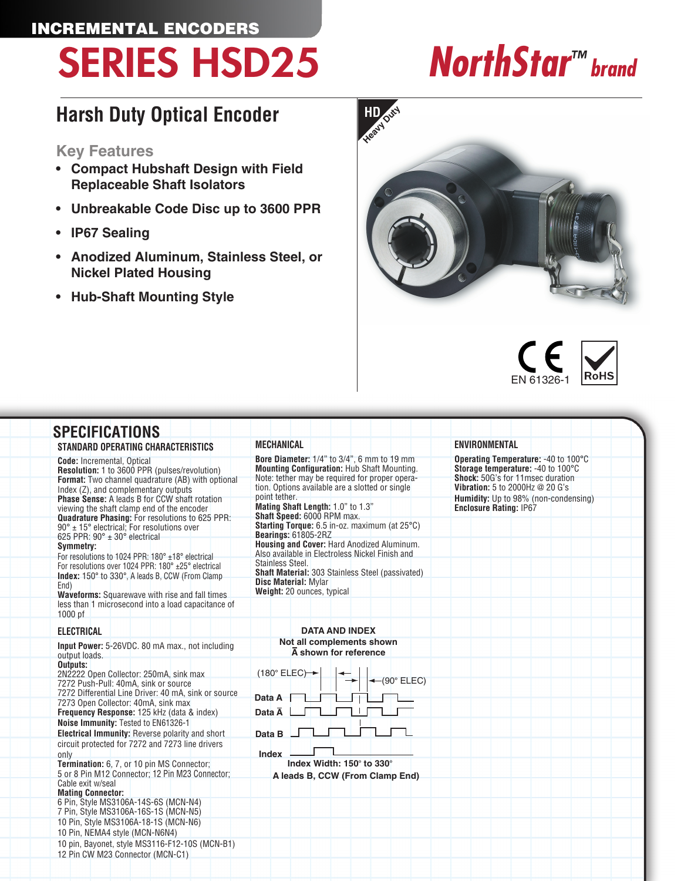INCREMENTAL ENCODERS

# SERIES HSD25

NorthStar™ brand

## Harsh Duty Optical Encoder

### Key Features

- **Compact Hubshaft Design with Field Replaceable Shaft Isolators**
- **Unbreakable Code Disc up to 3600 PPR**
- **IP67 Sealing**
- **Anodized Aluminum, Stainless Steel, or Nickel Plated Housing**
- **Hub-Shaft Mounting Style**

HD Heavy Duty

EN 61326-1

RoHS

## SPECIFICATIONS

### STANDARD OPERATING CHARACTERISTICS

**Code:** Incremental, Optical
**Resolution:** 1 to 3600 PPR (pulses/revolution)
**Format:** Two channel quadrature (AB) with optional Index (Z), and complementary outputs
**Phase Sense:** A leads B for CCW shaft rotation viewing the shaft clamp end of the encoder
**Quadrature Phasing:** For resolutions to 625 PPR: 90° ± 15° electrical; For resolutions over 625 PPR: 90° ± 30° electrical
**Symmetry:**
For resolutions to 1024 PPR: 180° ±18° electrical
For resolutions over 1024 PPR: 180° ±25° electrical
**Index:** 150° to 330°, A leads B, CCW (From Clamp End)
**Waveforms:** Squarewave with rise and fall times less than 1 microsecond into a load capacitance of 1000 pf

### ELECTRICAL

**Input Power:** 5-26VDC. 80 mA max., not including output loads.
**Outputs:**
2N2222 Open Collector: 250mA, sink max
7272 Push-Pull: 40mA, sink or source
7272 Differential Line Driver: 40 mA, sink or source
7273 Open Collector: 40mA, sink max
**Frequency Response:** 125 kHz (data & index)
**Noise Immunity:** Tested to EN61326-1
**Electrical Immunity:** Reverse polarity and short circuit protected for 7272 and 7273 line drivers only
**Termination:** 6, 7, or 10 pin MS Connector; 5 or 8 Pin M12 Connector; 12 Pin M23 Connector; Cable exit w/seal
**Mating Connector:**
6 Pin, Style MS3106A-14S-6S (MCN-N4)
7 Pin, Style MS3106A-16S-1S (MCN-N5)
10 Pin, Style MS3106A-18-1S (MCN-N6)
10 Pin, NEMA4 style (MCN-N6N4)
10 pin, Bayonet, style MS3116-F12-10S (MCN-B1)
12 Pin CW M23 Connector (MCN-C1)

### MECHANICAL

**Bore Diameter:** 1/4" to 3/4", 6 mm to 19 mm
**Mounting Configuration:** Hub Shaft Mounting. Note: tether may be required for proper operation. Options available are a slotted or single point tether.
**Mating Shaft Length:** 1.0" to 1.3"
**Shaft Speed:** 6000 RPM max.
**Starting Torque:** 6.5 in-oz. maximum (at 25°C)
**Bearings:** 61805-2RZ
**Housing and Cover:** Hard Anodized Aluminum. Also available in Electroless Nickel Finish and Stainless Steel.
**Shaft Material:** 303 Stainless Steel (passivated)
**Disc Material:** Mylar
**Weight:** 20 ounces, typical

**DATA AND INDEX**
**Not all complements shown**
**Ā shown for reference**

(180° ELEC) (90° ELEC)

Data A
Data Ā
Data B
Index

**Index Width: 150° to 330°**
**A leads B, CCW (From Clamp End)**

### ENVIRONMENTAL

**Operating Temperature:** -40 to 100°C
**Storage temperature:** -40 to 100°C
**Shock:** 50G's for 11msec duration
**Vibration:** 5 to 2000Hz @ 20 G's
**Humidity:** Up to 98% (non-condensing)
**Enclosure Rating:** IP67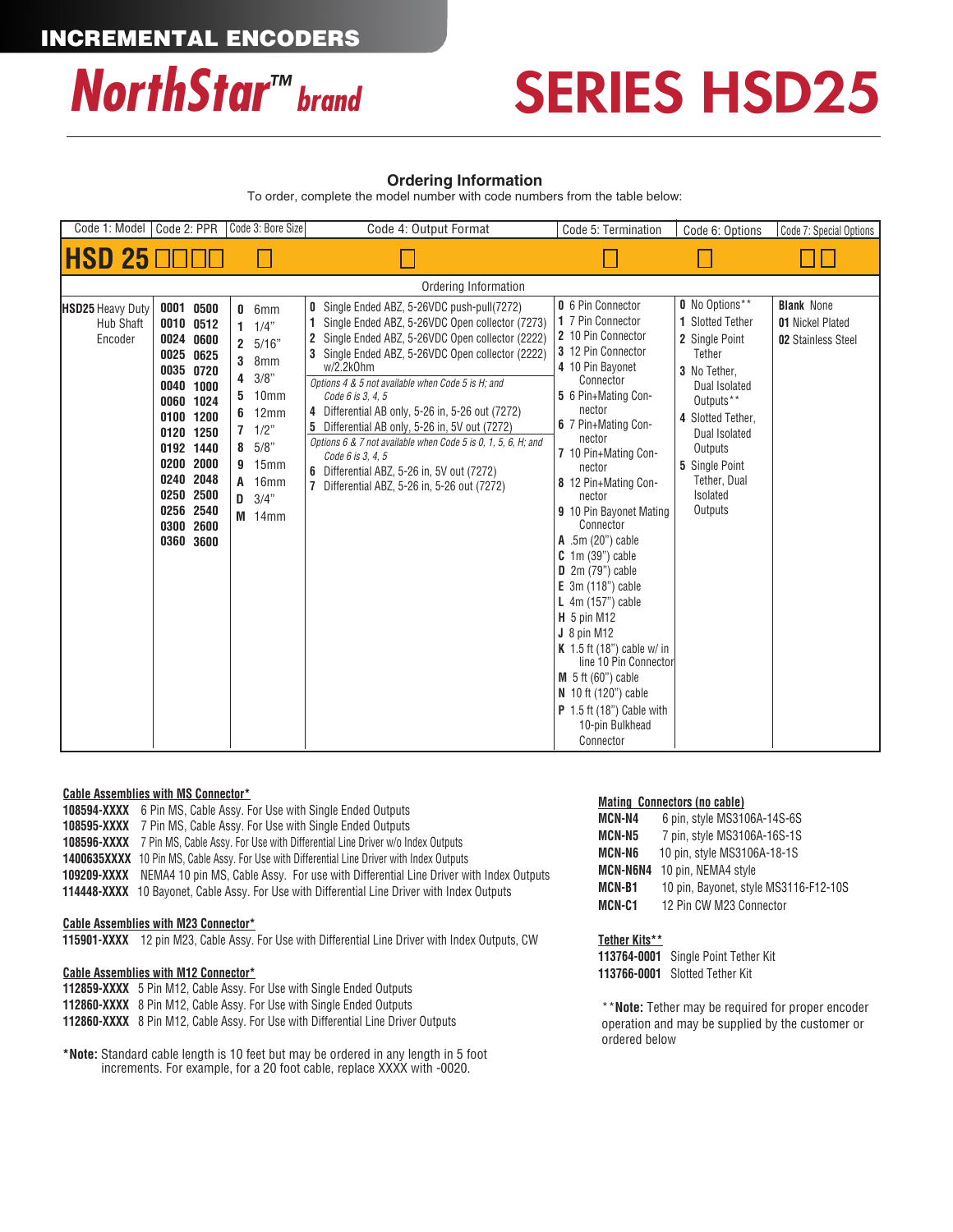# INCREMENTAL ENCODERS

# NorthStar™ brand — SERIES HSD25

## Ordering Information

To order, complete the model number with code numbers from the table below:

| Code 1: Model | Code 2: PPR | Code 3: Bore Size | Code 4: Output Format | Code 5: Termination | Code 6: Options | Code 7: Special Options |
|---|---|---|---|---|---|---|
| HSD 25 | ☐☐☐☐ | ☐ | ☐ | ☐ | ☐ | ☐☐ |
| **HSD25** Heavy Duty Hub Shaft Encoder | **0001** **0500**<br>**0010** **0512**<br>**0024** **0600**<br>**0025** **0625**<br>**0035** **0720**<br>**0040** **1000**<br>**0060** **1024**<br>**0100** **1200**<br>**0120** **1250**<br>**0192** **1440**<br>**0200** **2000**<br>**0240** **2048**<br>**0250** **2500**<br>**0256** **2540**<br>**0300** **2600**<br>**0360** **3600** | **0** 6mm<br>**1** 1/4"<br>**2** 5/16"<br>**3** 8mm<br>**4** 3/8"<br>**5** 10mm<br>**6** 12mm<br>**7** 1/2"<br>**8** 5/8"<br>**9** 15mm<br>**A** 16mm<br>**D** 3/4"<br>**M** 14mm | **0** Single Ended ABZ, 5-26VDC push-pull(7272)<br>**1** Single Ended ABZ, 5-26VDC Open collector (7273)<br>**2** Single Ended ABZ, 5-26VDC Open collector (2222)<br>**3** Single Ended ABZ, 5-26VDC Open collector (2222) w/2.2kOhm<br>*Options 4 & 5 not available when Code 5 is H; and Code 6 is 3, 4, 5*<br>**4** Differential AB only, 5-26 in, 5-26 out (7272)<br>**5** Differential AB only, 5-26 in, 5V out (7272)<br>*Options 6 & 7 not available when Code 5 is 0, 1, 5, 6, H; and Code 6 is 3, 4, 5*<br>**6** Differential ABZ, 5-26 in, 5V out (7272)<br>**7** Differential ABZ, 5-26 in, 5-26 out (7272) | **0** 6 Pin Connector<br>**1** 7 Pin Connector<br>**2** 10 Pin Connector<br>**3** 12 Pin Connector<br>**4** 10 Pin Bayonet Connector<br>**5** 6 Pin+Mating Connector<br>**6** 7 Pin+Mating Connector<br>**7** 10 Pin+Mating Connector<br>**8** 12 Pin+Mating Connector<br>**9** 10 Pin Bayonet Mating Connector<br>**A** .5m (20") cable<br>**C** 1m (39") cable<br>**D** 2m (79") cable<br>**E** 3m (118") cable<br>**L** 4m (157") cable<br>**H** 5 pin M12<br>**J** 8 pin M12<br>**K** 1.5 ft (18") cable w/ in line 10 Pin Connector<br>**M** 5 ft (60") cable<br>**N** 10 ft (120") cable<br>**P** 1.5 ft (18") Cable with 10-pin Bulkhead Connector | **0** No Options**<br>**1** Slotted Tether<br>**2** Single Point Tether<br>**3** No Tether, Dual Isolated Outputs**<br>**4** Slotted Tether, Dual Isolated Outputs<br>**5** Single Point Tether, Dual Isolated Outputs | **Blank** None<br>**01** Nickel Plated<br>**02** Stainless Steel |

**Cable Assemblies with MS Connector***

**108594-XXXX** 6 Pin MS, Cable Assy. For Use with Single Ended Outputs
**108595-XXXX** 7 Pin MS, Cable Assy. For Use with Single Ended Outputs
**108596-XXXX** 7 Pin MS, Cable Assy. For Use with Differential Line Driver w/o Index Outputs
**1400635XXXX** 10 Pin MS, Cable Assy. For Use with Differential Line Driver with Index Outputs
**109209-XXXX** NEMA4 10 pin MS, Cable Assy. For use with Differential Line Driver with Index Outputs
**114448-XXXX** 10 Bayonet, Cable Assy. For Use with Differential Line Driver with Index Outputs

**Cable Assemblies with M23 Connector***

**115901-XXXX** 12 pin M23, Cable Assy. For Use with Differential Line Driver with Index Outputs, CW

**Cable Assemblies with M12 Connector***

**112859-XXXX** 5 Pin M12, Cable Assy. For Use with Single Ended Outputs
**112860-XXXX** 8 Pin M12, Cable Assy. For Use with Single Ended Outputs
**112860-XXXX** 8 Pin M12, Cable Assy. For Use with Differential Line Driver Outputs

***Note:** Standard cable length is 10 feet but may be ordered in any length in 5 foot increments. For example, for a 20 foot cable, replace XXXX with -0020.

**Mating Connectors (no cable)**

**MCN-N4** 6 pin, style MS3106A-14S-6S
**MCN-N5** 7 pin, style MS3106A-16S-1S
**MCN-N6** 10 pin, style MS3106A-18-1S
**MCN-N6N4** 10 pin, NEMA4 style
**MCN-B1** 10 pin, Bayonet, style MS3116-F12-10S
**MCN-C1** 12 Pin CW M23 Connector

**Tether Kits****

**113764-0001** Single Point Tether Kit
**113766-0001** Slotted Tether Kit

****Note:** Tether may be required for proper encoder operation and may be supplied by the customer or ordered below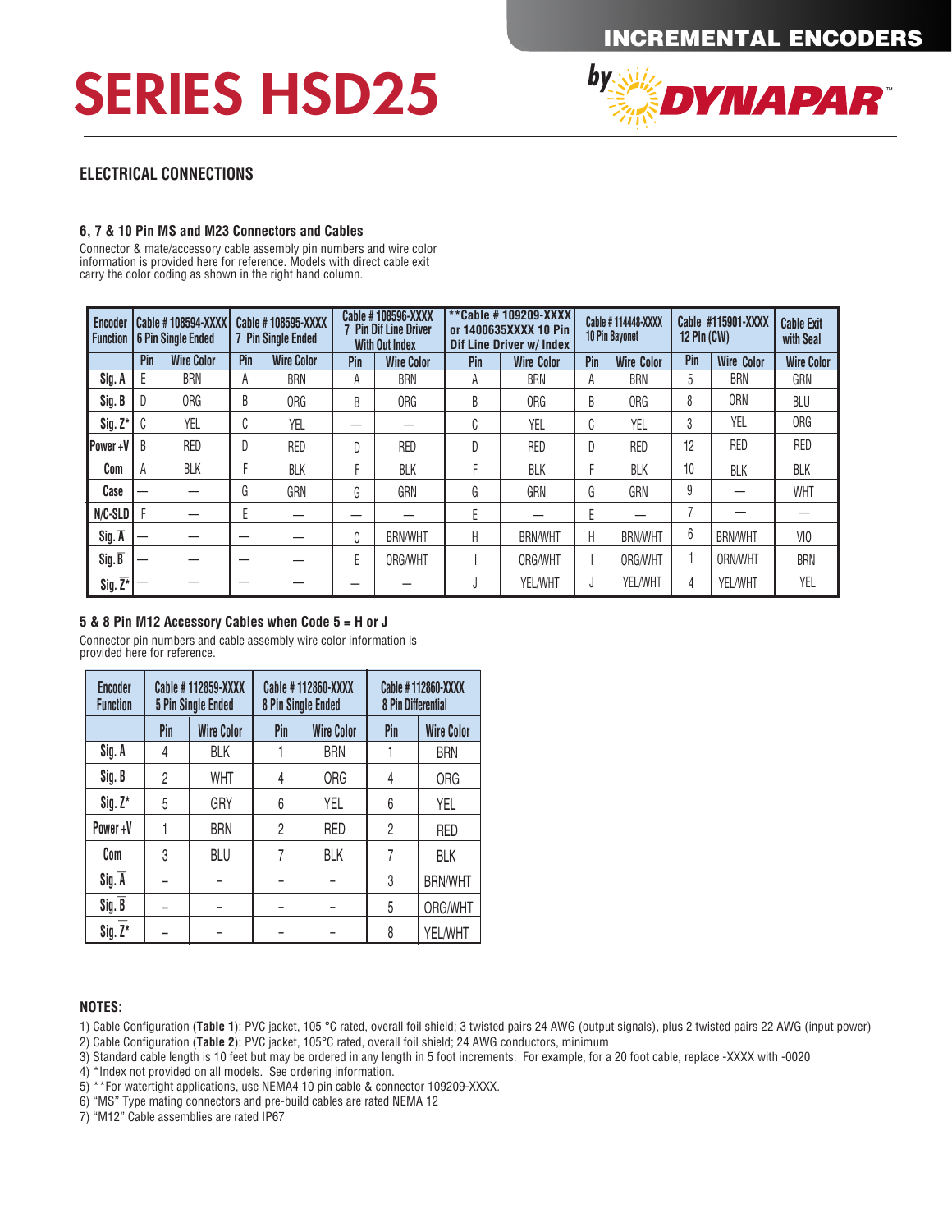# SERIES HSD25

## ELECTRICAL CONNECTIONS

### 6, 7 & 10 Pin MS and M23 Connectors and Cables

Connector & mate/accessory cable assembly pin numbers and wire color information is provided here for reference. Models with direct cable exit carry the color coding as shown in the right hand column.

| Encoder Function | Cable # 108594-XXXX 6 Pin Single Ended | | Cable # 108595-XXXX 7 Pin Single Ended | | Cable # 108596-XXXX 7 Pin Dif Line Driver With Out Index | | **Cable # 109209-XXXX or 1400635XXXX 10 Pin Dif Line Driver w/ Index | | Cable # 114448-XXXX 10 Pin Bayonet | | Cable #115901-XXXX 12 Pin (CW) | | Cable Exit with Seal |
|---|---|---|---|---|---|---|---|---|---|---|---|---|---|
| | Pin | Wire Color | Pin | Wire Color | Pin | Wire Color | Pin | Wire Color | Pin | Wire Color | Pin | Wire Color | Wire Color |
| Sig. A | E | BRN | A | BRN | A | BRN | A | BRN | A | BRN | 5 | BRN | GRN |
| Sig. B | D | ORG | B | ORG | B | ORG | B | ORG | B | ORG | 8 | ORN | BLU |
| Sig. Z* | C | YEL | C | YEL | — | — | C | YEL | C | YEL | 3 | YEL | ORG |
| Power +V | B | RED | D | RED | D | RED | D | RED | D | RED | 12 | RED | RED |
| Com | A | BLK | F | BLK | F | BLK | F | BLK | F | BLK | 10 | BLK | BLK |
| Case | — | — | G | GRN | G | GRN | G | GRN | G | GRN | 9 | — | WHT |
| N/C-SLD | F | — | E | — | — | — | E | — | E | — | 7 | — | — |
| Sig. $\overline{A}$ | — | — | — | — | C | BRN/WHT | H | BRN/WHT | H | BRN/WHT | 6 | BRN/WHT | VIO |
| Sig. $\overline{B}$ | — | — | — | — | E | ORG/WHT | I | ORG/WHT | I | ORG/WHT | 1 | ORN/WHT | BRN |
| Sig. $\overline{Z}$* | — | — | — | — | — | — | J | YEL/WHT | J | YEL/WHT | 4 | YEL/WHT | YEL |

### 5 & 8 Pin M12 Accessory Cables when Code 5 = H or J

Connector pin numbers and cable assembly wire color information is provided here for reference.

| Encoder Function | Cable # 112859-XXXX 5 Pin Single Ended | | Cable # 112860-XXXX 8 Pin Single Ended | | Cable # 112860-XXXX 8 Pin Differential | |
|---|---|---|---|---|---|---|
| | Pin | Wire Color | Pin | Wire Color | Pin | Wire Color |
| Sig. A | 4 | BLK | 1 | BRN | 1 | BRN |
| Sig. B | 2 | WHT | 4 | ORG | 4 | ORG |
| Sig. Z* | 5 | GRY | 6 | YEL | 6 | YEL |
| Power +V | 1 | BRN | 2 | RED | 2 | RED |
| Com | 3 | BLU | 7 | BLK | 7 | BLK |
| Sig. $\overline{A}$ | – | – | – | – | 3 | BRN/WHT |
| Sig. $\overline{B}$ | – | – | – | – | 5 | ORG/WHT |
| Sig. $\overline{Z}$* | – | – | – | – | 8 | YEL/WHT |

**NOTES:**

1) Cable Configuration (**Table 1**): PVC jacket, 105 °C rated, overall foil shield; 3 twisted pairs 24 AWG (output signals), plus 2 twisted pairs 22 AWG (input power)
2) Cable Configuration (**Table 2**): PVC jacket, 105°C rated, overall foil shield; 24 AWG conductors, minimum
3) Standard cable length is 10 feet but may be ordered in any length in 5 foot increments. For example, for a 20 foot cable, replace -XXXX with -0020
4) *Index not provided on all models. See ordering information.
5) **For watertight applications, use NEMA4 10 pin cable & connector 109209-XXXX.
6) "MS" Type mating connectors and pre-build cables are rated NEMA 12
7) "M12" Cable assemblies are rated IP67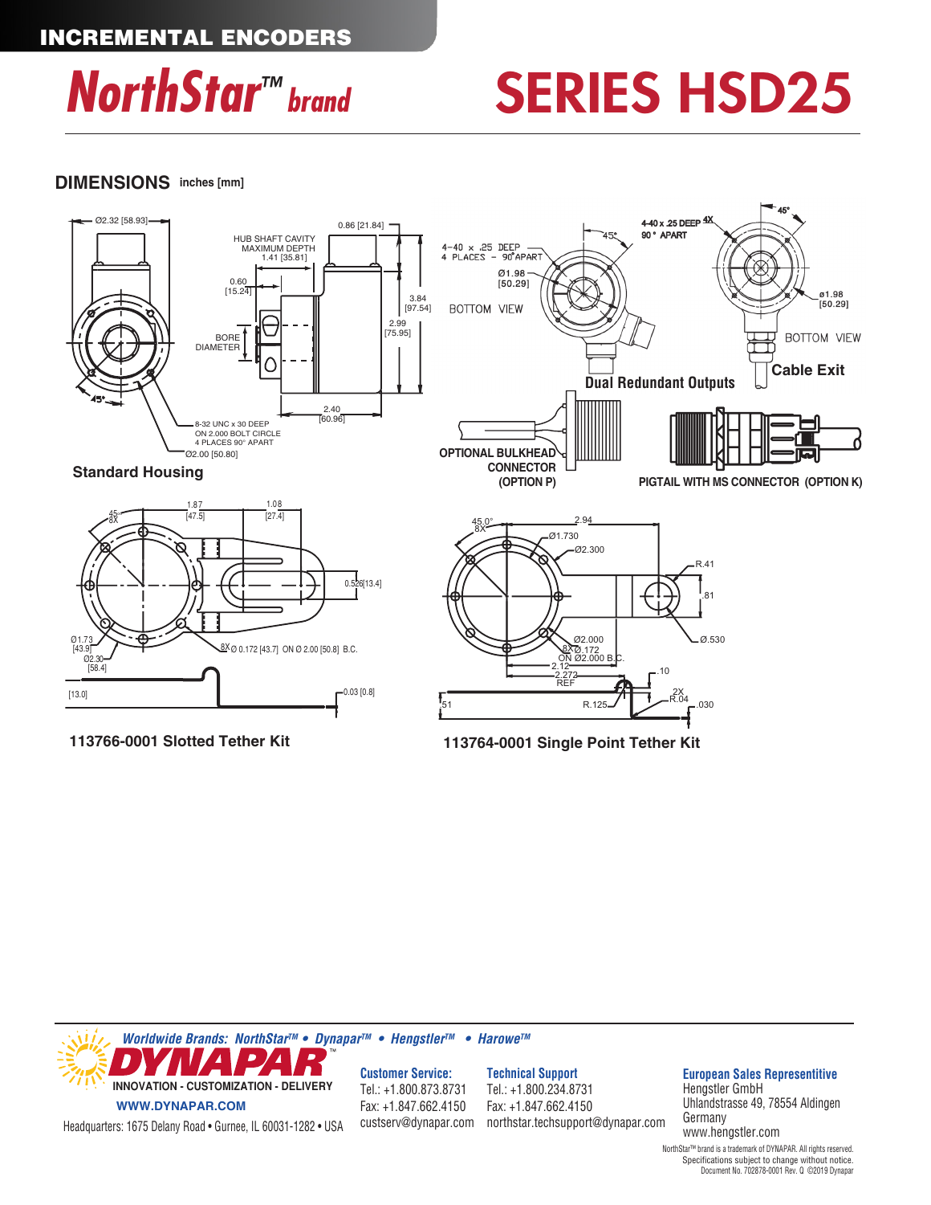INCREMENTAL ENCODERS

# NorthStar™ brand

# SERIES HSD25

## DIMENSIONS inches [mm]

Ø2.32 [58.93]
HUB SHAFT CAVITY
MAXIMUM DEPTH
1.41 [35.81]
0.86 [21.84]
0.60
[15.24]
3.84
[97.54]
2.99
[75.95]
BORE
DIAMETER
45°
2.40
[60.96]
8-32 UNC x 30 DEEP
ON 2.000 BOLT CIRCLE
4 PLACES 90° APART
Ø2.00 [50.80]

**Standard Housing**

4-40 x .25 DEEP
4 PLACES - 90° APART
Ø1.98
[50.29]
45°
BOTTOM VIEW

**Dual Redundant Outputs**

4-40 x .25 DEEP 4X
90° APART
45°
ø1.98
[50.29]
BOTTOM VIEW

**Cable Exit**

OPTIONAL BULKHEAD
CONNECTOR
(OPTION P)

PIGTAIL WITH MS CONNECTOR (OPTION K)

45°
8X
1.87
[47.5]
1.08
[27.4]
0.528[13.4]
Ø1.73
[43.9]
Ø2.30
[58.4]
8X Ø 0.172 [43.7] ON Ø 2.00 [50.8] B.C.
[13.0]
0.03 [0.8]

**113766-0001 Slotted Tether Kit**

45.0°
8X
2.94
Ø1.730
Ø2.300
R.41
.81
Ø.530
Ø2.000
8X Ø.172
ON Ø2.000 B.C.
2.12
2.272
REF
.10
.51
R.125
2X
R.04
.030

**113764-0001 Single Point Tether Kit**

*Worldwide Brands: NorthStar™ • Dynapar™ • Hengstler™ • Harowe™*

DYNAPAR™
INNOVATION - CUSTOMIZATION - DELIVERY
WWW.DYNAPAR.COM
Headquarters: 1675 Delany Road • Gurnee, IL 60031-1282 • USA

**Customer Service:**
Tel.: +1.800.873.8731
Fax: +1.847.662.4150
custserv@dynapar.com

**Technical Support**
Tel.: +1.800.234.8731
Fax: +1.847.662.4150
northstar.techsupport@dynapar.com

**European Sales Representitive**
Hengstler GmbH
Uhlandstrasse 49, 78554 Aldingen
Germany
www.hengstler.com

NorthStar™ brand is a trademark of DYNAPAR. All rights reserved.
Specifications subject to change without notice.
Document No. 702878-0001 Rev. Q ©2019 Dynapar